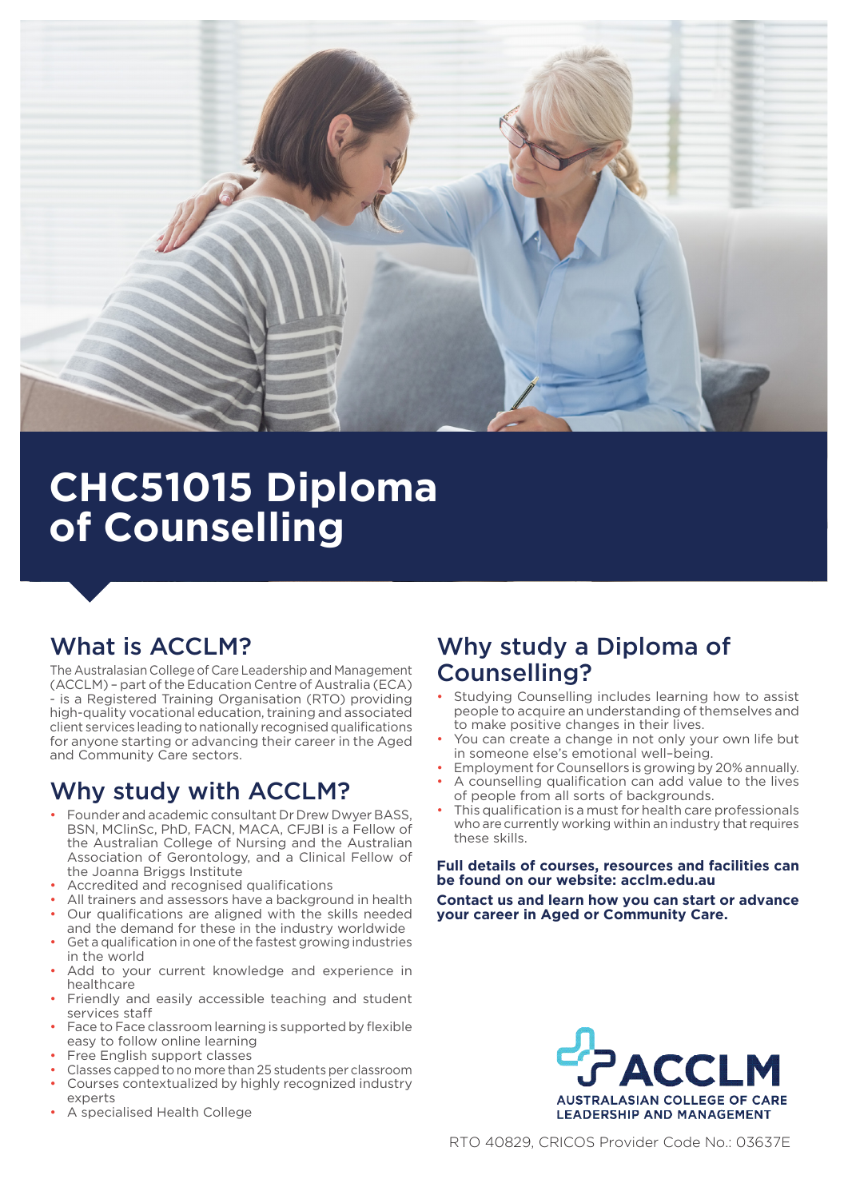# CHC51015 Diploma of Counselling

## What is ACCLM?

The Australasian College of Care Leadership and Management (ACCLM) – part of the Education Centre of Australia (ECA) - is a Registered Training Organisation (RTO) providing high-quality vocational education, training and associated client services leading to nationally recognised qualifications for anyone starting or advancing their career in the Aged and Community Care sectors.

## Why study with ACCLM?

- Founder and academic consultant Dr Drew Dwyer BASS, BSN, MClinSc, PhD, FACN, MACA, CFJBI is a Fellow of the Australian College of Nursing and the Australian Association of Gerontology, and a Clinical Fellow of the Joanna Briggs Institute
- Accredited and recognised qualifications
- All trainers and assessors have a background in health
- Our qualifications are aligned with the skills needed and the demand for these in the industry worldwide
- Get a qualification in one of the fastest growing industries in the world
- Add to your current knowledge and experience in healthcare
- Friendly and easily accessible teaching and student services staff
- Face to Face classroom learning is supported by flexible easy to follow online learning
- Free English support classes
- Classes capped to no more than 25 students per classroom
- Courses contextualized by highly recognized industry experts
- A specialised Health College

## Why study a Diploma of Counselling?

- Studying Counselling includes learning how to assist people to acquire an understanding of themselves and to make positive changes in their lives.
- You can create a change in not only your own life but in someone else's emotional well-being.
- Employment for Counsellors is growing by 20% annually.
- A counselling qualification can add value to the lives of people from all sorts of backgrounds.
- This qualification is a must for health care professionals who are currently working within an industry that requires these skills.

**Full details of courses, resources and facilities can be found on our website: acclm.edu.au**

**Contact us and learn how you can start or advance your career in Aged or Community Care.**

ACCLM
AUSTRALASIAN COLLEGE OF CARE LEADERSHIP AND MANAGEMENT

RTO 40829, CRICOS Provider Code No.: 03637E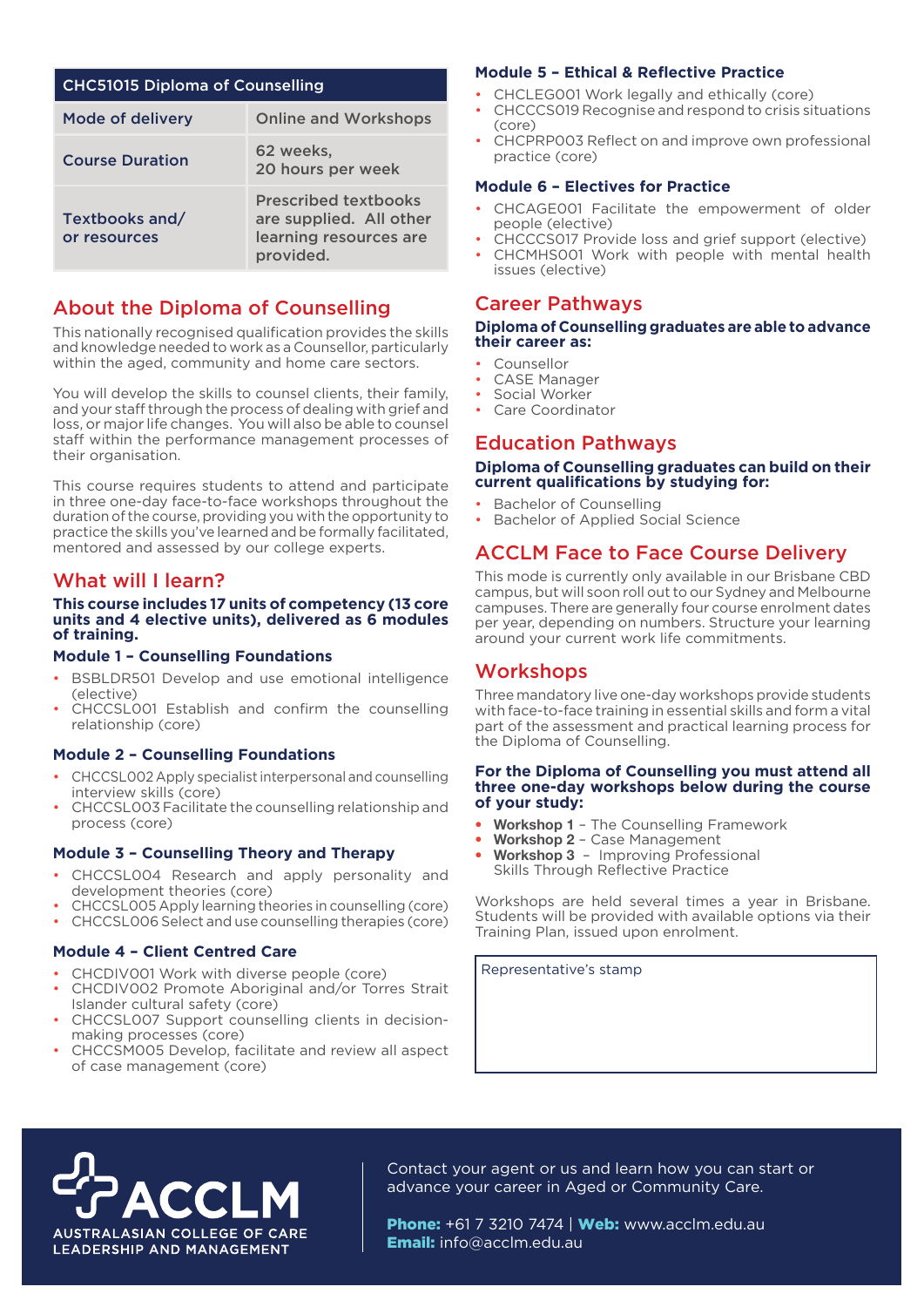| CHC51015 Diploma of Counselling | |
|---|---|
| Mode of delivery | Online and Workshops |
| Course Duration | 62 weeks, 20 hours per week |
| Textbooks and/ or resources | Prescribed textbooks are supplied. All other learning resources are provided. |

## About the Diploma of Counselling

This nationally recognised qualification provides the skills and knowledge needed to work as a Counsellor, particularly within the aged, community and home care sectors.

You will develop the skills to counsel clients, their family, and your staff through the process of dealing with grief and loss, or major life changes. You will also be able to counsel staff within the performance management processes of their organisation.

This course requires students to attend and participate in three one-day face-to-face workshops throughout the duration of the course, providing you with the opportunity to practice the skills you've learned and be formally facilitated, mentored and assessed by our college experts.

## What will I learn?

**This course includes 17 units of competency (13 core units and 4 elective units), delivered as 6 modules of training.**

### Module 1 – Counselling Foundations

- BSBLDR501 Develop and use emotional intelligence (elective)
- CHCCSL001 Establish and confirm the counselling relationship (core)

### Module 2 – Counselling Foundations

- CHCCSL002 Apply specialist interpersonal and counselling interview skills (core)
- CHCCSL003 Facilitate the counselling relationship and process (core)

### Module 3 – Counselling Theory and Therapy

- CHCCSL004 Research and apply personality and development theories (core)
- CHCCSL005 Apply learning theories in counselling (core)
- CHCCSL006 Select and use counselling therapies (core)

### Module 4 – Client Centred Care

- CHCDIV001 Work with diverse people (core)
- CHCDIV002 Promote Aboriginal and/or Torres Strait Islander cultural safety (core)
- CHCCSL007 Support counselling clients in decision-making processes (core)
- CHCCSM005 Develop, facilitate and review all aspect of case management (core)

### Module 5 – Ethical & Reflective Practice

- CHCLEG001 Work legally and ethically (core)
- CHCCCS019 Recognise and respond to crisis situations (core)
- CHCPRP003 Reflect on and improve own professional practice (core)

### Module 6 – Electives for Practice

- CHCAGE001 Facilitate the empowerment of older people (elective)
- CHCCCS017 Provide loss and grief support (elective)
- CHCMHS001 Work with people with mental health issues (elective)

## Career Pathways

**Diploma of Counselling graduates are able to advance their career as:**

- Counsellor
- CASE Manager
- Social Worker
- Care Coordinator

## Education Pathways

**Diploma of Counselling graduates can build on their current qualifications by studying for:**

- Bachelor of Counselling
- Bachelor of Applied Social Science

## ACCLM Face to Face Course Delivery

This mode is currently only available in our Brisbane CBD campus, but will soon roll out to our Sydney and Melbourne campuses. There are generally four course enrolment dates per year, depending on numbers. Structure your learning around your current work life commitments.

## Workshops

Three mandatory live one-day workshops provide students with face-to-face training in essential skills and form a vital part of the assessment and practical learning process for the Diploma of Counselling.

**For the Diploma of Counselling you must attend all three one-day workshops below during the course of your study:**

- **Workshop 1** – The Counselling Framework
- **Workshop 2** – Case Management
- **Workshop 3** – Improving Professional Skills Through Reflective Practice

Workshops are held several times a year in Brisbane. Students will be provided with available options via their Training Plan, issued upon enrolment.

Representative's stamp

ACCLM
AUSTRALASIAN COLLEGE OF CARE LEADERSHIP AND MANAGEMENT

Contact your agent or us and learn how you can start or advance your career in Aged or Community Care.

**Phone:** +61 7 3210 7474 | **Web:** www.acclm.edu.au
**Email:** info@acclm.edu.au